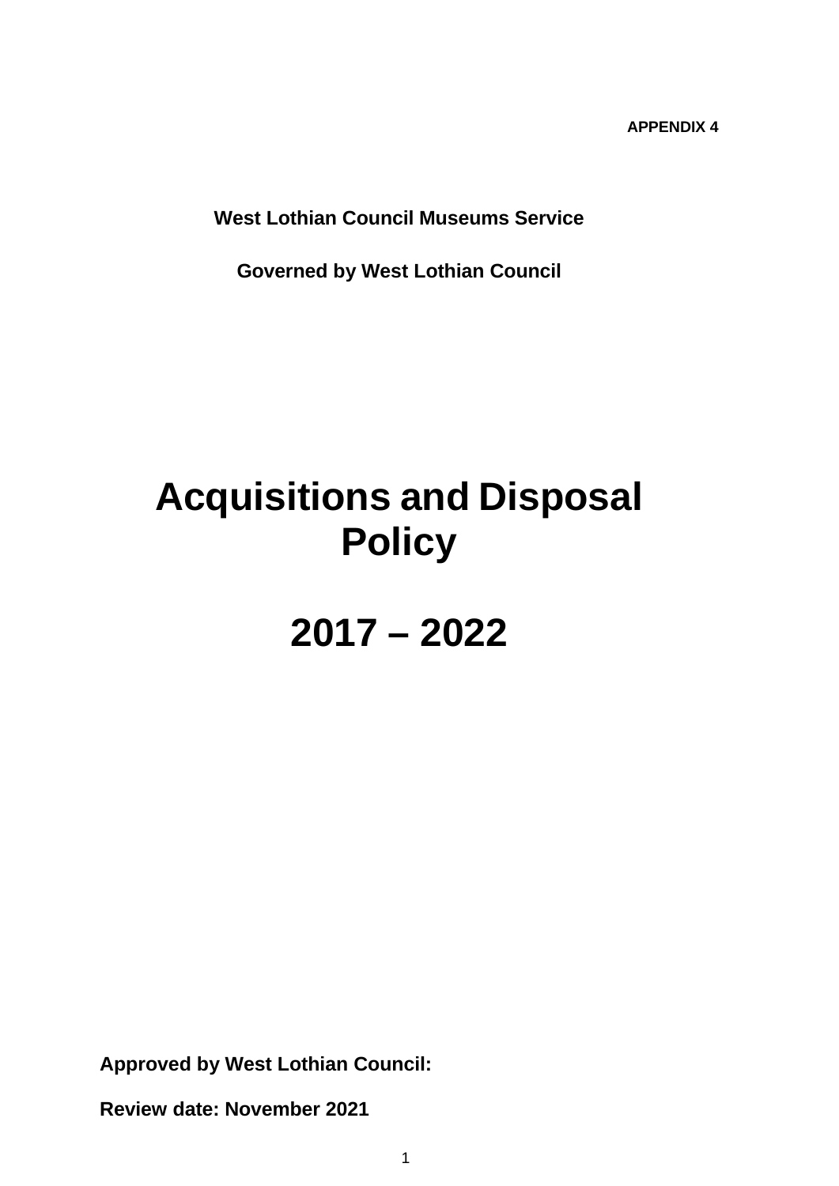**APPENDIX 4**

**West Lothian Council Museums Service**

**Governed by West Lothian Council**

# Acquisitions and Disposal Policy

# 2017 – 2022

**Approved by West Lothian Council:**

**Review date: November 2021**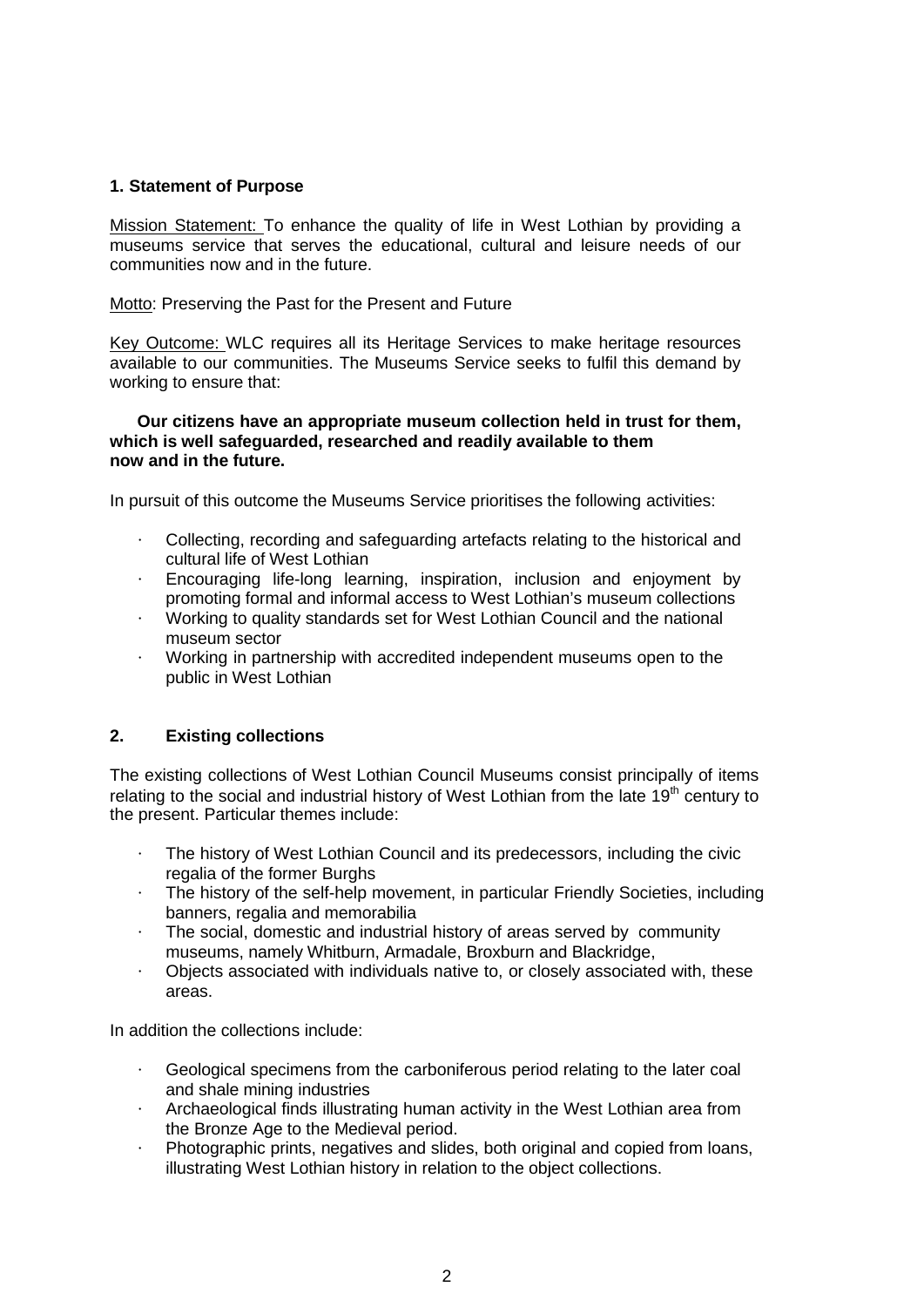## 1. Statement of Purpose

Mission Statement: To enhance the quality of life in West Lothian by providing a museums service that serves the educational, cultural and leisure needs of our communities now and in the future.

Motto: Preserving the Past for the Present and Future

Key Outcome: WLC requires all its Heritage Services to make heritage resources available to our communities. The Museums Service seeks to fulfil this demand by working to ensure that:

**Our citizens have an appropriate museum collection held in trust for them, which is well safeguarded, researched and readily available to them now and in the future.**

In pursuit of this outcome the Museums Service prioritises the following activities:

- Collecting, recording and safeguarding artefacts relating to the historical and cultural life of West Lothian
- Encouraging life-long learning, inspiration, inclusion and enjoyment by promoting formal and informal access to West Lothian's museum collections
- Working to quality standards set for West Lothian Council and the national museum sector
- Working in partnership with accredited independent museums open to the public in West Lothian

## 2. Existing collections

The existing collections of West Lothian Council Museums consist principally of items relating to the social and industrial history of West Lothian from the late 19th century to the present. Particular themes include:

- The history of West Lothian Council and its predecessors, including the civic regalia of the former Burghs
- The history of the self-help movement, in particular Friendly Societies, including banners, regalia and memorabilia
- The social, domestic and industrial history of areas served by community museums, namely Whitburn, Armadale, Broxburn and Blackridge,
- Objects associated with individuals native to, or closely associated with, these areas.

In addition the collections include:

- Geological specimens from the carboniferous period relating to the later coal and shale mining industries
- Archaeological finds illustrating human activity in the West Lothian area from the Bronze Age to the Medieval period.
- Photographic prints, negatives and slides, both original and copied from loans, illustrating West Lothian history in relation to the object collections.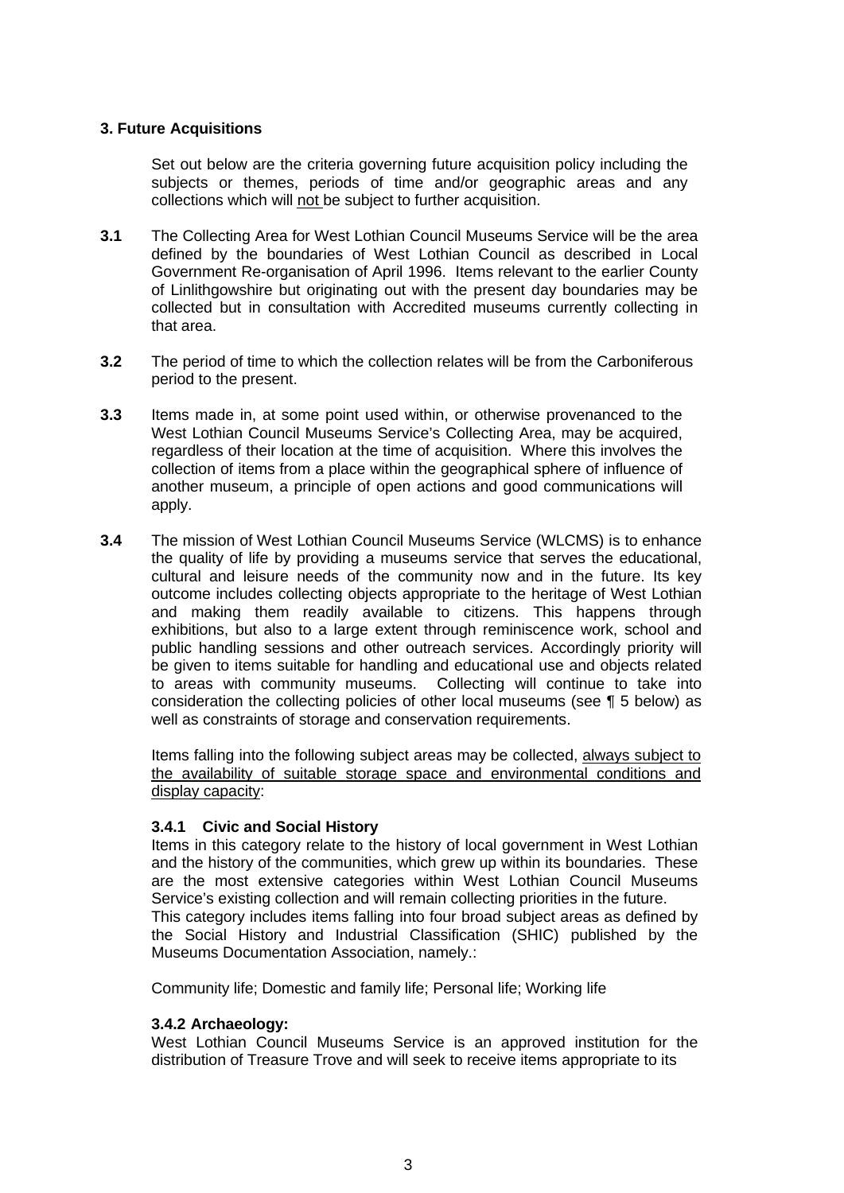### 3. Future Acquisitions

Set out below are the criteria governing future acquisition policy including the subjects or themes, periods of time and/or geographic areas and any collections which will <u>not</u> be subject to further acquisition.

**3.1** The Collecting Area for West Lothian Council Museums Service will be the area defined by the boundaries of West Lothian Council as described in Local Government Re-organisation of April 1996. Items relevant to the earlier County of Linlithgowshire but originating out with the present day boundaries may be collected but in consultation with Accredited museums currently collecting in that area.

**3.2** The period of time to which the collection relates will be from the Carboniferous period to the present.

**3.3** Items made in, at some point used within, or otherwise provenanced to the West Lothian Council Museums Service's Collecting Area, may be acquired, regardless of their location at the time of acquisition. Where this involves the collection of items from a place within the geographical sphere of influence of another museum, a principle of open actions and good communications will apply.

**3.4** The mission of West Lothian Council Museums Service (WLCMS) is to enhance the quality of life by providing a museums service that serves the educational, cultural and leisure needs of the community now and in the future. Its key outcome includes collecting objects appropriate to the heritage of West Lothian and making them readily available to citizens. This happens through exhibitions, but also to a large extent through reminiscence work, school and public handling sessions and other outreach services. Accordingly priority will be given to items suitable for handling and educational use and objects related to areas with community museums. Collecting will continue to take into consideration the collecting policies of other local museums (see ¶ 5 below) as well as constraints of storage and conservation requirements.

Items falling into the following subject areas may be collected, <u>always subject to the availability of suitable storage space and environmental conditions and display capacity</u>:

**3.4.1 Civic and Social History**

Items in this category relate to the history of local government in West Lothian and the history of the communities, which grew up within its boundaries. These are the most extensive categories within West Lothian Council Museums Service's existing collection and will remain collecting priorities in the future.

This category includes items falling into four broad subject areas as defined by the Social History and Industrial Classification (SHIC) published by the Museums Documentation Association, namely.:

Community life; Domestic and family life; Personal life; Working life

**3.4.2 Archaeology:**

West Lothian Council Museums Service is an approved institution for the distribution of Treasure Trove and will seek to receive items appropriate to its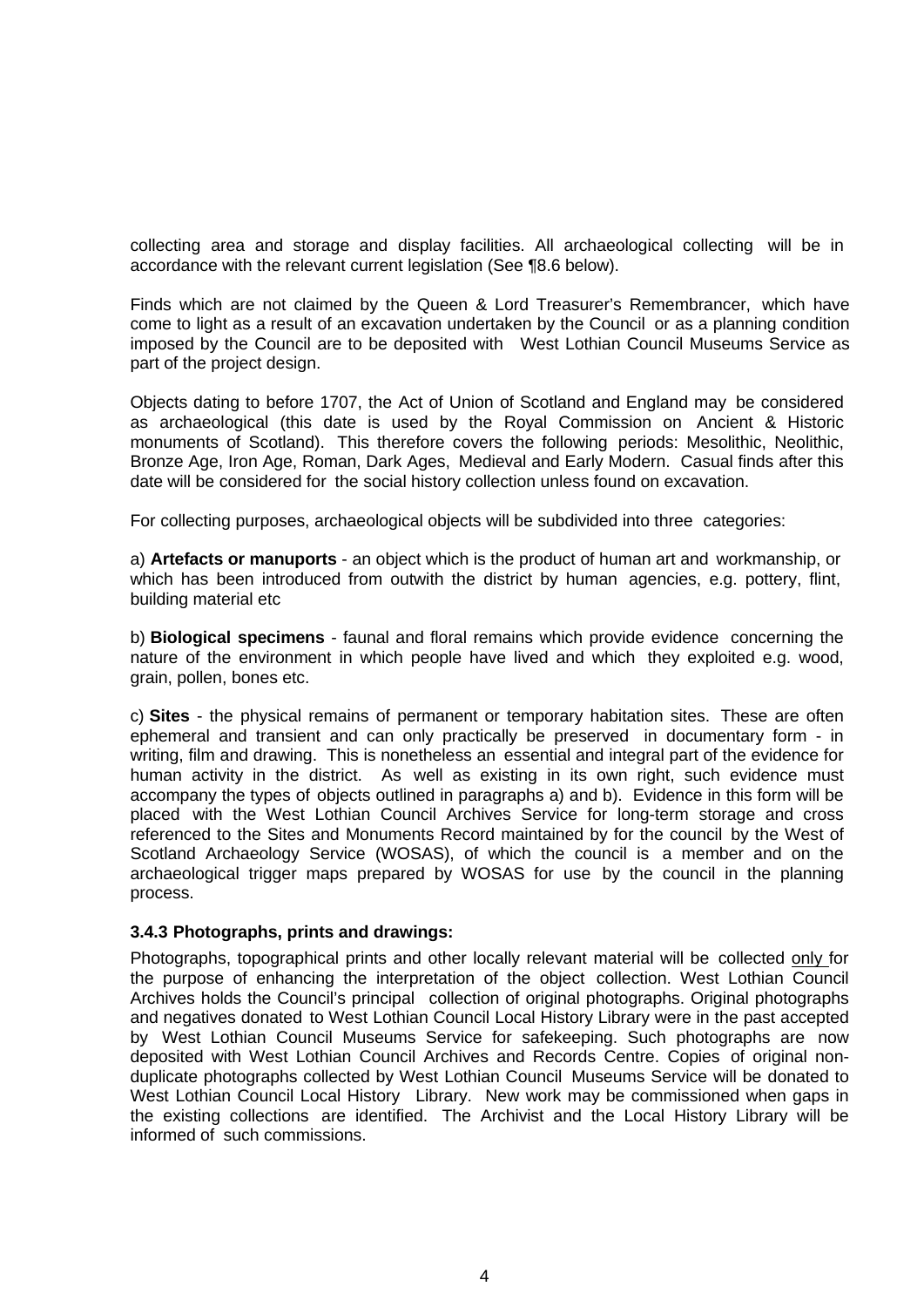collecting area and storage and display facilities. All archaeological collecting will be in accordance with the relevant current legislation (See ¶8.6 below).

Finds which are not claimed by the Queen & Lord Treasurer's Remembrancer, which have come to light as a result of an excavation undertaken by the Council or as a planning condition imposed by the Council are to be deposited with West Lothian Council Museums Service as part of the project design.

Objects dating to before 1707, the Act of Union of Scotland and England may be considered as archaeological (this date is used by the Royal Commission on Ancient & Historic monuments of Scotland). This therefore covers the following periods: Mesolithic, Neolithic, Bronze Age, Iron Age, Roman, Dark Ages, Medieval and Early Modern. Casual finds after this date will be considered for the social history collection unless found on excavation.

For collecting purposes, archaeological objects will be subdivided into three categories:

a) **Artefacts or manuports** - an object which is the product of human art and workmanship, or which has been introduced from outwith the district by human agencies, e.g. pottery, flint, building material etc

b) **Biological specimens** - faunal and floral remains which provide evidence concerning the nature of the environment in which people have lived and which they exploited e.g. wood, grain, pollen, bones etc.

c) **Sites** - the physical remains of permanent or temporary habitation sites. These are often ephemeral and transient and can only practically be preserved in documentary form - in writing, film and drawing. This is nonetheless an essential and integral part of the evidence for human activity in the district. As well as existing in its own right, such evidence must accompany the types of objects outlined in paragraphs a) and b). Evidence in this form will be placed with the West Lothian Council Archives Service for long-term storage and cross referenced to the Sites and Monuments Record maintained by for the council by the West of Scotland Archaeology Service (WOSAS), of which the council is a member and on the archaeological trigger maps prepared by WOSAS for use by the council in the planning process.

**3.4.3 Photographs, prints and drawings:**

Photographs, topographical prints and other locally relevant material will be collected only for the purpose of enhancing the interpretation of the object collection. West Lothian Council Archives holds the Council's principal collection of original photographs. Original photographs and negatives donated to West Lothian Council Local History Library were in the past accepted by West Lothian Council Museums Service for safekeeping. Such photographs are now deposited with West Lothian Council Archives and Records Centre. Copies of original non-duplicate photographs collected by West Lothian Council Museums Service will be donated to West Lothian Council Local History Library. New work may be commissioned when gaps in the existing collections are identified. The Archivist and the Local History Library will be informed of such commissions.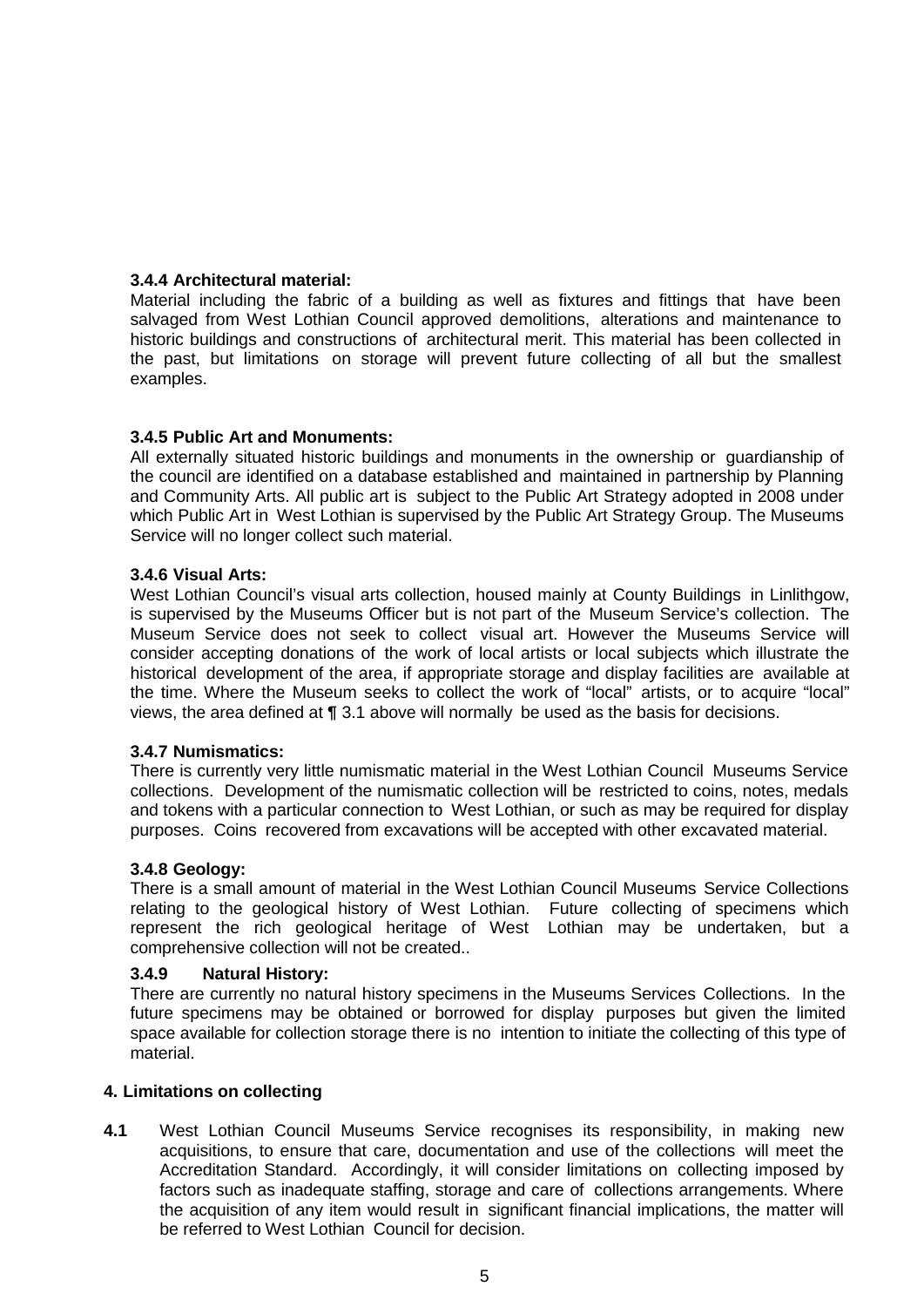**3.4.4 Architectural material:**

Material including the fabric of a building as well as fixtures and fittings that have been salvaged from West Lothian Council approved demolitions, alterations and maintenance to historic buildings and constructions of architectural merit. This material has been collected in the past, but limitations on storage will prevent future collecting of all but the smallest examples.

**3.4.5 Public Art and Monuments:**

All externally situated historic buildings and monuments in the ownership or guardianship of the council are identified on a database established and maintained in partnership by Planning and Community Arts. All public art is subject to the Public Art Strategy adopted in 2008 under which Public Art in West Lothian is supervised by the Public Art Strategy Group. The Museums Service will no longer collect such material.

**3.4.6 Visual Arts:**

West Lothian Council's visual arts collection, housed mainly at County Buildings in Linlithgow, is supervised by the Museums Officer but is not part of the Museum Service's collection. The Museum Service does not seek to collect visual art. However the Museums Service will consider accepting donations of the work of local artists or local subjects which illustrate the historical development of the area, if appropriate storage and display facilities are available at the time. Where the Museum seeks to collect the work of "local" artists, or to acquire "local" views, the area defined at ¶ 3.1 above will normally be used as the basis for decisions.

**3.4.7 Numismatics:**

There is currently very little numismatic material in the West Lothian Council Museums Service collections. Development of the numismatic collection will be restricted to coins, notes, medals and tokens with a particular connection to West Lothian, or such as may be required for display purposes. Coins recovered from excavations will be accepted with other excavated material.

**3.4.8 Geology:**

There is a small amount of material in the West Lothian Council Museums Service Collections relating to the geological history of West Lothian. Future collecting of specimens which represent the rich geological heritage of West Lothian may be undertaken, but a comprehensive collection will not be created..

**3.4.9 Natural History:**

There are currently no natural history specimens in the Museums Services Collections. In the future specimens may be obtained or borrowed for display purposes but given the limited space available for collection storage there is no intention to initiate the collecting of this type of material.

**4. Limitations on collecting**

**4.1** West Lothian Council Museums Service recognises its responsibility, in making new acquisitions, to ensure that care, documentation and use of the collections will meet the Accreditation Standard. Accordingly, it will consider limitations on collecting imposed by factors such as inadequate staffing, storage and care of collections arrangements. Where the acquisition of any item would result in significant financial implications, the matter will be referred to West Lothian Council for decision.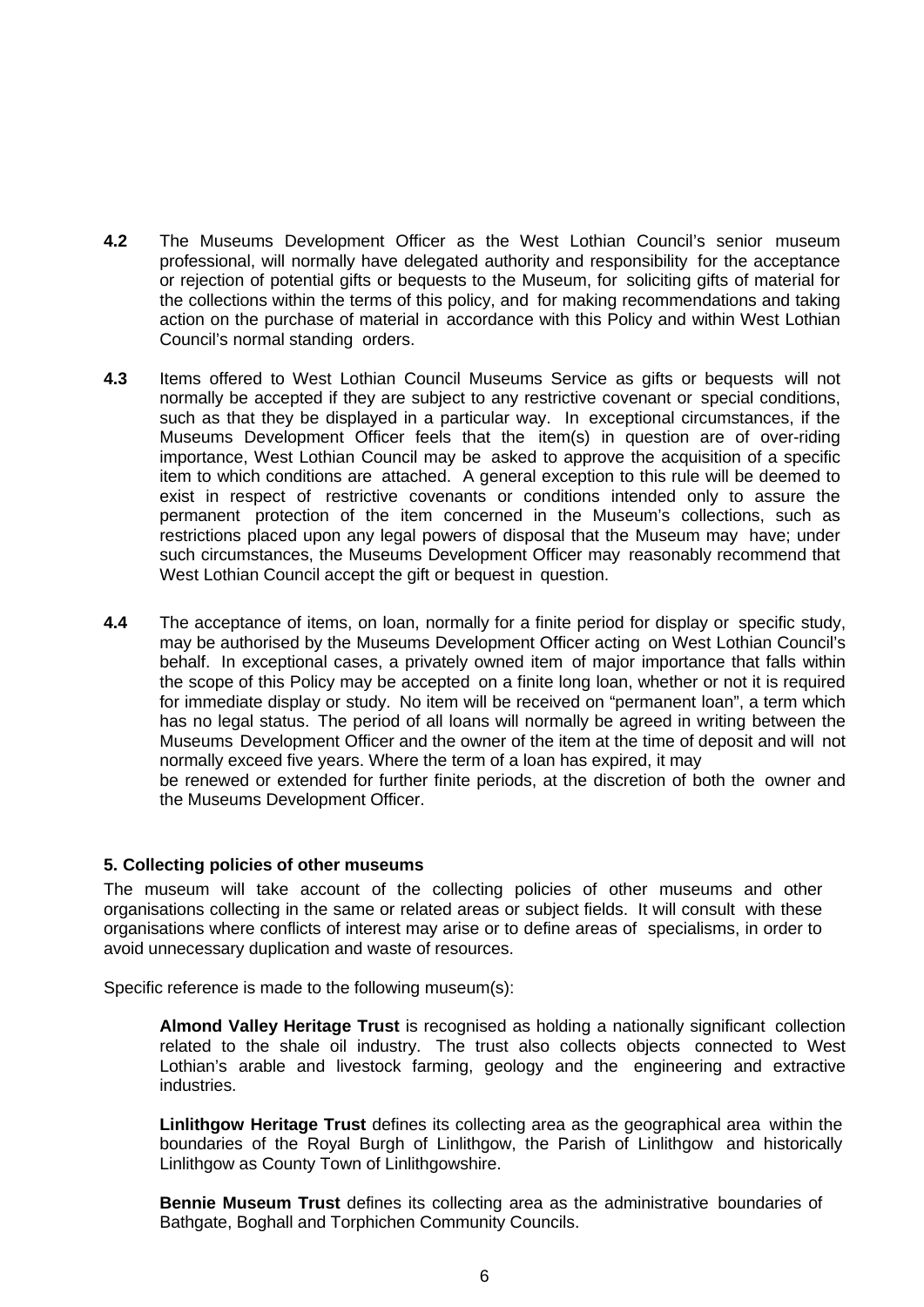**4.2** The Museums Development Officer as the West Lothian Council's senior museum professional, will normally have delegated authority and responsibility for the acceptance or rejection of potential gifts or bequests to the Museum, for soliciting gifts of material for the collections within the terms of this policy, and for making recommendations and taking action on the purchase of material in accordance with this Policy and within West Lothian Council's normal standing orders.

**4.3** Items offered to West Lothian Council Museums Service as gifts or bequests will not normally be accepted if they are subject to any restrictive covenant or special conditions, such as that they be displayed in a particular way. In exceptional circumstances, if the Museums Development Officer feels that the item(s) in question are of over-riding importance, West Lothian Council may be asked to approve the acquisition of a specific item to which conditions are attached. A general exception to this rule will be deemed to exist in respect of restrictive covenants or conditions intended only to assure the permanent protection of the item concerned in the Museum's collections, such as restrictions placed upon any legal powers of disposal that the Museum may have; under such circumstances, the Museums Development Officer may reasonably recommend that West Lothian Council accept the gift or bequest in question.

**4.4** The acceptance of items, on loan, normally for a finite period for display or specific study, may be authorised by the Museums Development Officer acting on West Lothian Council's behalf. In exceptional cases, a privately owned item of major importance that falls within the scope of this Policy may be accepted on a finite long loan, whether or not it is required for immediate display or study. No item will be received on "permanent loan", a term which has no legal status. The period of all loans will normally be agreed in writing between the Museums Development Officer and the owner of the item at the time of deposit and will not normally exceed five years. Where the term of a loan has expired, it may be renewed or extended for further finite periods, at the discretion of both the owner and the Museums Development Officer.

**5. Collecting policies of other museums**

The museum will take account of the collecting policies of other museums and other organisations collecting in the same or related areas or subject fields. It will consult with these organisations where conflicts of interest may arise or to define areas of specialisms, in order to avoid unnecessary duplication and waste of resources.

Specific reference is made to the following museum(s):

**Almond Valley Heritage Trust** is recognised as holding a nationally significant collection related to the shale oil industry. The trust also collects objects connected to West Lothian's arable and livestock farming, geology and the engineering and extractive industries.

**Linlithgow Heritage Trust** defines its collecting area as the geographical area within the boundaries of the Royal Burgh of Linlithgow, the Parish of Linlithgow and historically Linlithgow as County Town of Linlithgowshire.

**Bennie Museum Trust** defines its collecting area as the administrative boundaries of Bathgate, Boghall and Torphichen Community Councils.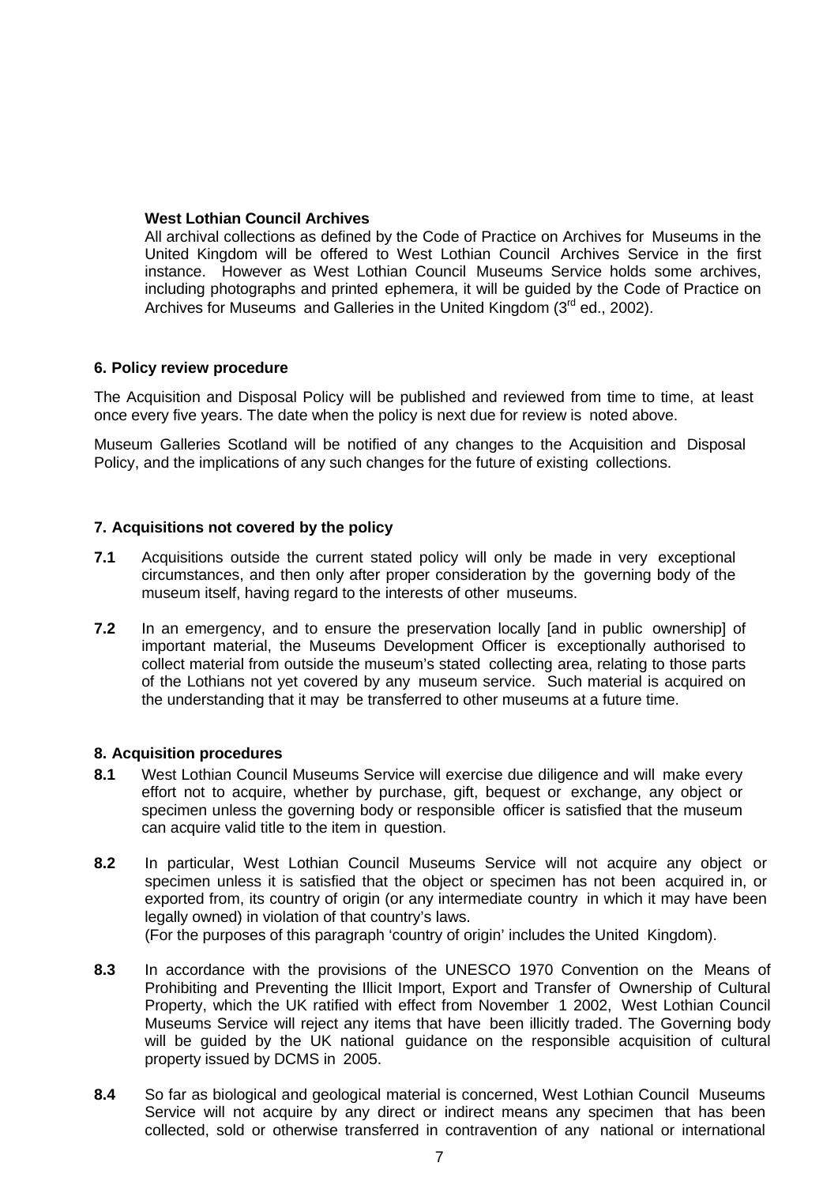**West Lothian Council Archives**

All archival collections as defined by the Code of Practice on Archives for Museums in the United Kingdom will be offered to West Lothian Council Archives Service in the first instance. However as West Lothian Council Museums Service holds some archives, including photographs and printed ephemera, it will be guided by the Code of Practice on Archives for Museums and Galleries in the United Kingdom (3rd ed., 2002).

### 6. Policy review procedure

The Acquisition and Disposal Policy will be published and reviewed from time to time, at least once every five years. The date when the policy is next due for review is noted above.

Museum Galleries Scotland will be notified of any changes to the Acquisition and Disposal Policy, and the implications of any such changes for the future of existing collections.

### 7. Acquisitions not covered by the policy

**7.1** Acquisitions outside the current stated policy will only be made in very exceptional circumstances, and then only after proper consideration by the governing body of the museum itself, having regard to the interests of other museums.

**7.2** In an emergency, and to ensure the preservation locally [and in public ownership] of important material, the Museums Development Officer is exceptionally authorised to collect material from outside the museum's stated collecting area, relating to those parts of the Lothians not yet covered by any museum service. Such material is acquired on the understanding that it may be transferred to other museums at a future time.

### 8. Acquisition procedures

**8.1** West Lothian Council Museums Service will exercise due diligence and will make every effort not to acquire, whether by purchase, gift, bequest or exchange, any object or specimen unless the governing body or responsible officer is satisfied that the museum can acquire valid title to the item in question.

**8.2** In particular, West Lothian Council Museums Service will not acquire any object or specimen unless it is satisfied that the object or specimen has not been acquired in, or exported from, its country of origin (or any intermediate country in which it may have been legally owned) in violation of that country's laws.
(For the purposes of this paragraph 'country of origin' includes the United Kingdom).

**8.3** In accordance with the provisions of the UNESCO 1970 Convention on the Means of Prohibiting and Preventing the Illicit Import, Export and Transfer of Ownership of Cultural Property, which the UK ratified with effect from November 1 2002, West Lothian Council Museums Service will reject any items that have been illicitly traded. The Governing body will be guided by the UK national guidance on the responsible acquisition of cultural property issued by DCMS in 2005.

**8.4** So far as biological and geological material is concerned, West Lothian Council Museums Service will not acquire by any direct or indirect means any specimen that has been collected, sold or otherwise transferred in contravention of any national or international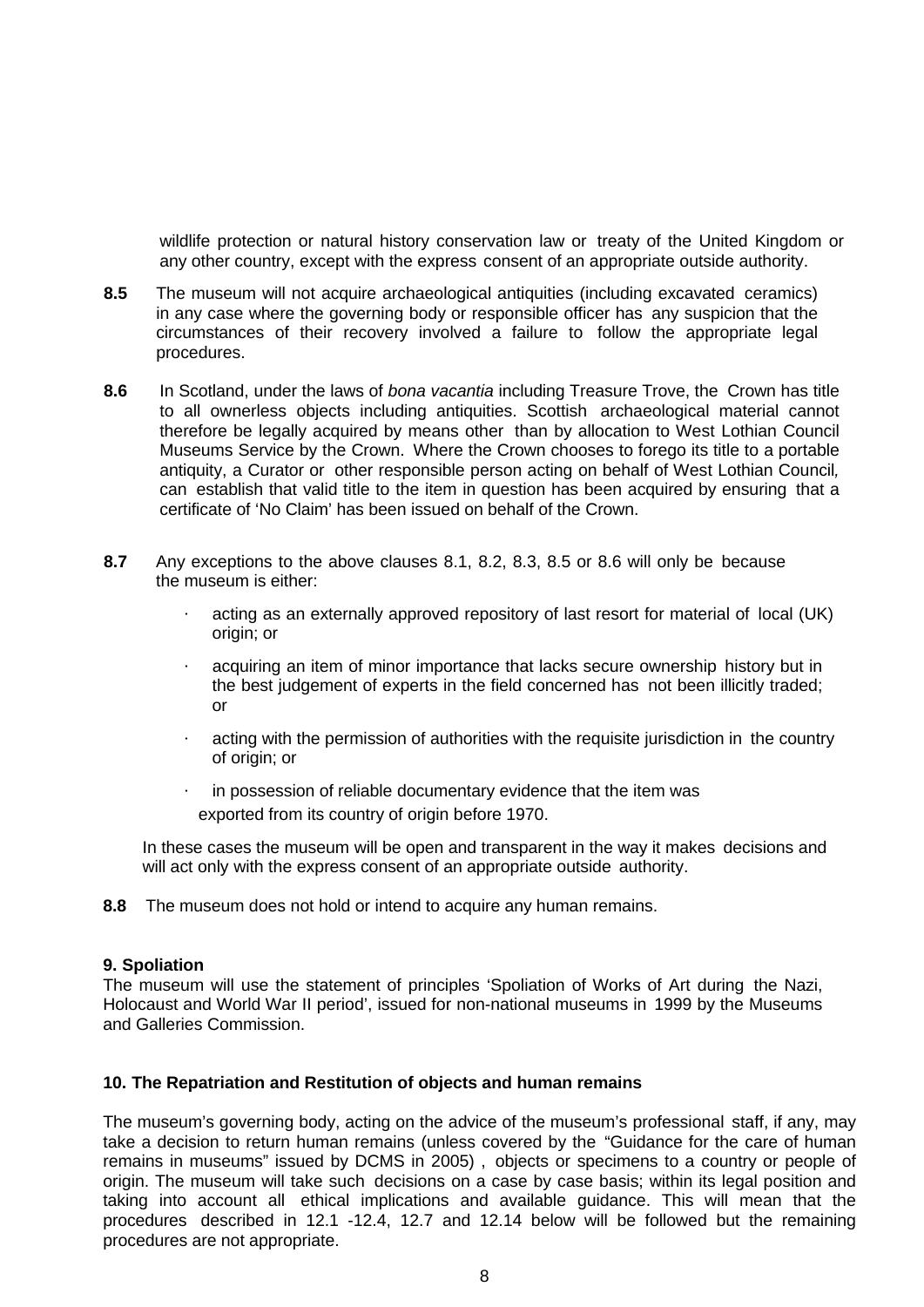wildlife protection or natural history conservation law or treaty of the United Kingdom or any other country, except with the express consent of an appropriate outside authority.

**8.5** The museum will not acquire archaeological antiquities (including excavated ceramics) in any case where the governing body or responsible officer has any suspicion that the circumstances of their recovery involved a failure to follow the appropriate legal procedures.

**8.6** In Scotland, under the laws of *bona vacantia* including Treasure Trove, the Crown has title to all ownerless objects including antiquities. Scottish archaeological material cannot therefore be legally acquired by means other than by allocation to West Lothian Council Museums Service by the Crown. Where the Crown chooses to forego its title to a portable antiquity, a Curator or other responsible person acting on behalf of West Lothian Council, can establish that valid title to the item in question has been acquired by ensuring that a certificate of 'No Claim' has been issued on behalf of the Crown.

**8.7** Any exceptions to the above clauses 8.1, 8.2, 8.3, 8.5 or 8.6 will only be because the museum is either:

- acting as an externally approved repository of last resort for material of local (UK) origin; or
- acquiring an item of minor importance that lacks secure ownership history but in the best judgement of experts in the field concerned has not been illicitly traded; or
- acting with the permission of authorities with the requisite jurisdiction in the country of origin; or
- in possession of reliable documentary evidence that the item was exported from its country of origin before 1970.

In these cases the museum will be open and transparent in the way it makes decisions and will act only with the express consent of an appropriate outside authority.

**8.8** The museum does not hold or intend to acquire any human remains.

**9. Spoliation**

The museum will use the statement of principles 'Spoliation of Works of Art during the Nazi, Holocaust and World War II period', issued for non-national museums in 1999 by the Museums and Galleries Commission.

**10. The Repatriation and Restitution of objects and human remains**

The museum's governing body, acting on the advice of the museum's professional staff, if any, may take a decision to return human remains (unless covered by the "Guidance for the care of human remains in museums" issued by DCMS in 2005) , objects or specimens to a country or people of origin. The museum will take such decisions on a case by case basis; within its legal position and taking into account all ethical implications and available guidance. This will mean that the procedures described in 12.1 -12.4, 12.7 and 12.14 below will be followed but the remaining procedures are not appropriate.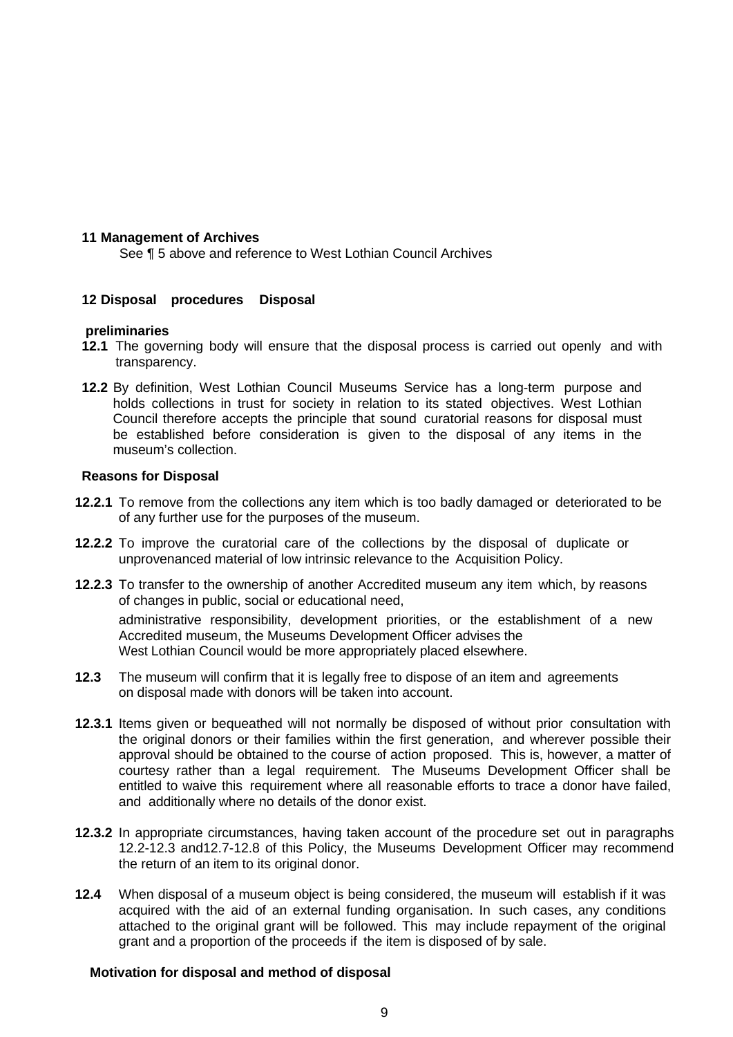## 11 Management of Archives

See ¶ 5 above and reference to West Lothian Council Archives

## 12 Disposal procedures Disposal

**preliminaries**

**12.1** The governing body will ensure that the disposal process is carried out openly and with transparency.

**12.2** By definition, West Lothian Council Museums Service has a long-term purpose and holds collections in trust for society in relation to its stated objectives. West Lothian Council therefore accepts the principle that sound curatorial reasons for disposal must be established before consideration is given to the disposal of any items in the museum's collection.

**Reasons for Disposal**

**12.2.1** To remove from the collections any item which is too badly damaged or deteriorated to be of any further use for the purposes of the museum.

**12.2.2** To improve the curatorial care of the collections by the disposal of duplicate or unprovenanced material of low intrinsic relevance to the Acquisition Policy.

**12.2.3** To transfer to the ownership of another Accredited museum any item which, by reasons of changes in public, social or educational need,

administrative responsibility, development priorities, or the establishment of a new Accredited museum, the Museums Development Officer advises the West Lothian Council would be more appropriately placed elsewhere.

**12.3** The museum will confirm that it is legally free to dispose of an item and agreements on disposal made with donors will be taken into account.

**12.3.1** Items given or bequeathed will not normally be disposed of without prior consultation with the original donors or their families within the first generation, and wherever possible their approval should be obtained to the course of action proposed. This is, however, a matter of courtesy rather than a legal requirement. The Museums Development Officer shall be entitled to waive this requirement where all reasonable efforts to trace a donor have failed, and additionally where no details of the donor exist.

**12.3.2** In appropriate circumstances, having taken account of the procedure set out in paragraphs 12.2-12.3 and12.7-12.8 of this Policy, the Museums Development Officer may recommend the return of an item to its original donor.

**12.4** When disposal of a museum object is being considered, the museum will establish if it was acquired with the aid of an external funding organisation. In such cases, any conditions attached to the original grant will be followed. This may include repayment of the original grant and a proportion of the proceeds if the item is disposed of by sale.

**Motivation for disposal and method of disposal**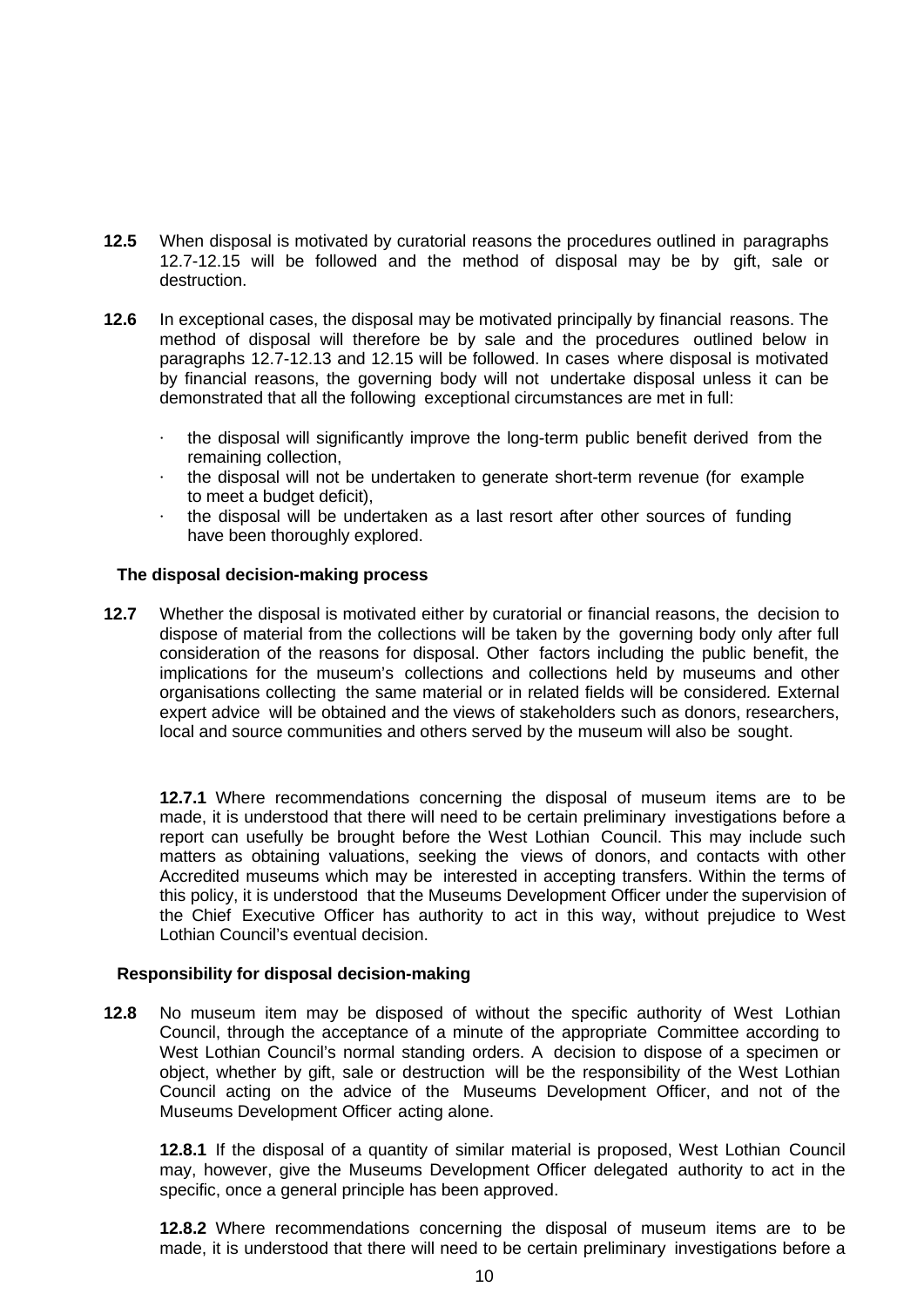**12.5** When disposal is motivated by curatorial reasons the procedures outlined in paragraphs 12.7-12.15 will be followed and the method of disposal may be by gift, sale or destruction.

**12.6** In exceptional cases, the disposal may be motivated principally by financial reasons. The method of disposal will therefore be by sale and the procedures outlined below in paragraphs 12.7-12.13 and 12.15 will be followed. In cases where disposal is motivated by financial reasons, the governing body will not undertake disposal unless it can be demonstrated that all the following exceptional circumstances are met in full:

- the disposal will significantly improve the long-term public benefit derived from the remaining collection,
- the disposal will not be undertaken to generate short-term revenue (for example to meet a budget deficit),
- the disposal will be undertaken as a last resort after other sources of funding have been thoroughly explored.

**The disposal decision-making process**

**12.7** Whether the disposal is motivated either by curatorial or financial reasons, the decision to dispose of material from the collections will be taken by the governing body only after full consideration of the reasons for disposal. Other factors including the public benefit, the implications for the museum's collections and collections held by museums and other organisations collecting the same material or in related fields will be considered. External expert advice will be obtained and the views of stakeholders such as donors, researchers, local and source communities and others served by the museum will also be sought.

**12.7.1** Where recommendations concerning the disposal of museum items are to be made, it is understood that there will need to be certain preliminary investigations before a report can usefully be brought before the West Lothian Council. This may include such matters as obtaining valuations, seeking the views of donors, and contacts with other Accredited museums which may be interested in accepting transfers. Within the terms of this policy, it is understood that the Museums Development Officer under the supervision of the Chief Executive Officer has authority to act in this way, without prejudice to West Lothian Council's eventual decision.

**Responsibility for disposal decision-making**

**12.8** No museum item may be disposed of without the specific authority of West Lothian Council, through the acceptance of a minute of the appropriate Committee according to West Lothian Council's normal standing orders. A decision to dispose of a specimen or object, whether by gift, sale or destruction will be the responsibility of the West Lothian Council acting on the advice of the Museums Development Officer, and not of the Museums Development Officer acting alone.

**12.8.1** If the disposal of a quantity of similar material is proposed, West Lothian Council may, however, give the Museums Development Officer delegated authority to act in the specific, once a general principle has been approved.

**12.8.2** Where recommendations concerning the disposal of museum items are to be made, it is understood that there will need to be certain preliminary investigations before a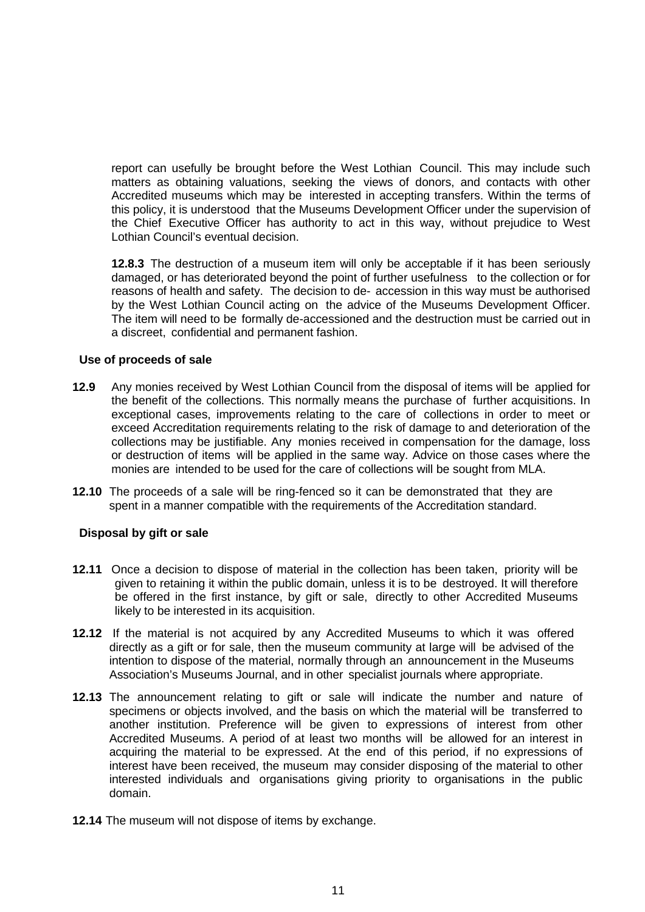report can usefully be brought before the West Lothian Council. This may include such matters as obtaining valuations, seeking the views of donors, and contacts with other Accredited museums which may be interested in accepting transfers. Within the terms of this policy, it is understood that the Museums Development Officer under the supervision of the Chief Executive Officer has authority to act in this way, without prejudice to West Lothian Council's eventual decision.

**12.8.3** The destruction of a museum item will only be acceptable if it has been seriously damaged, or has deteriorated beyond the point of further usefulness to the collection or for reasons of health and safety. The decision to de- accession in this way must be authorised by the West Lothian Council acting on the advice of the Museums Development Officer. The item will need to be formally de-accessioned and the destruction must be carried out in a discreet, confidential and permanent fashion.

**Use of proceeds of sale**

**12.9** Any monies received by West Lothian Council from the disposal of items will be applied for the benefit of the collections. This normally means the purchase of further acquisitions. In exceptional cases, improvements relating to the care of collections in order to meet or exceed Accreditation requirements relating to the risk of damage to and deterioration of the collections may be justifiable. Any monies received in compensation for the damage, loss or destruction of items will be applied in the same way. Advice on those cases where the monies are intended to be used for the care of collections will be sought from MLA.

**12.10** The proceeds of a sale will be ring-fenced so it can be demonstrated that they are spent in a manner compatible with the requirements of the Accreditation standard.

**Disposal by gift or sale**

**12.11** Once a decision to dispose of material in the collection has been taken, priority will be given to retaining it within the public domain, unless it is to be destroyed. It will therefore be offered in the first instance, by gift or sale, directly to other Accredited Museums likely to be interested in its acquisition.

**12.12** If the material is not acquired by any Accredited Museums to which it was offered directly as a gift or for sale, then the museum community at large will be advised of the intention to dispose of the material, normally through an announcement in the Museums Association's Museums Journal, and in other specialist journals where appropriate.

**12.13** The announcement relating to gift or sale will indicate the number and nature of specimens or objects involved, and the basis on which the material will be transferred to another institution. Preference will be given to expressions of interest from other Accredited Museums. A period of at least two months will be allowed for an interest in acquiring the material to be expressed. At the end of this period, if no expressions of interest have been received, the museum may consider disposing of the material to other interested individuals and organisations giving priority to organisations in the public domain.

**12.14** The museum will not dispose of items by exchange.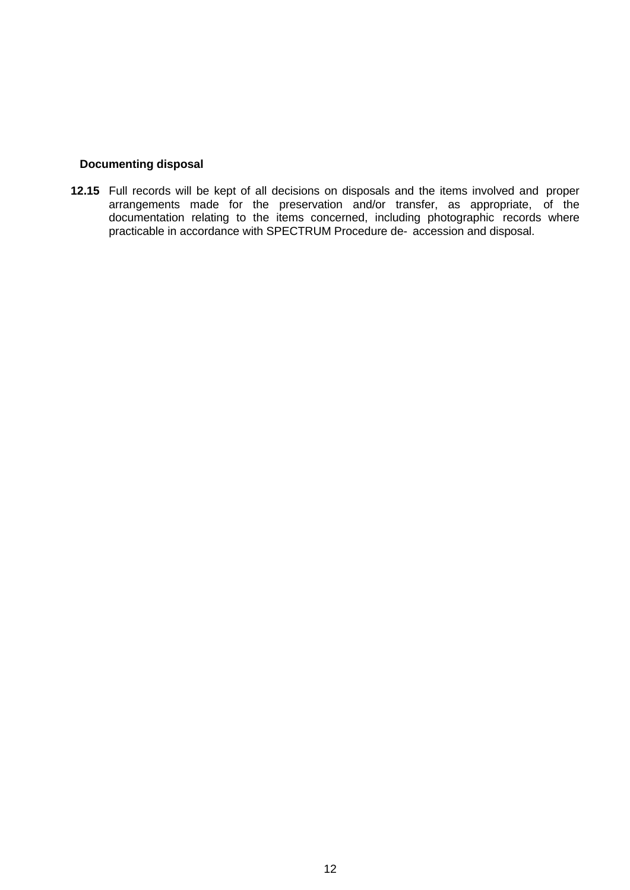### Documenting disposal

**12.15** Full records will be kept of all decisions on disposals and the items involved and proper arrangements made for the preservation and/or transfer, as appropriate, of the documentation relating to the items concerned, including photographic records where practicable in accordance with SPECTRUM Procedure de- accession and disposal.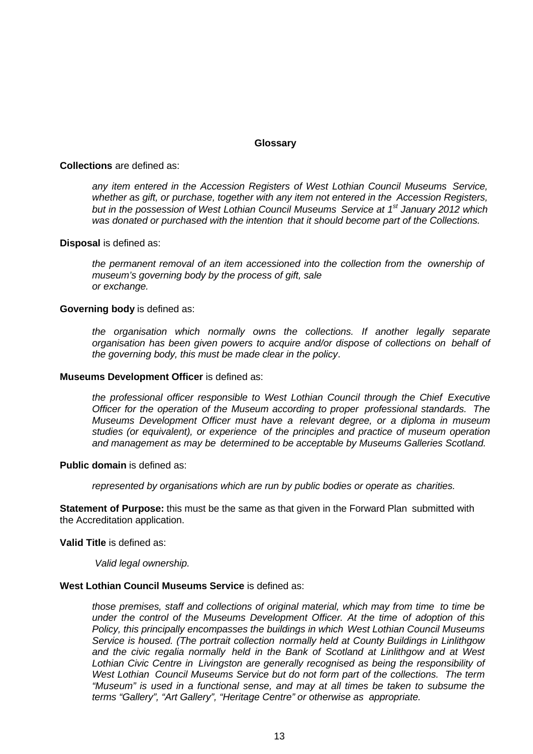## Glossary

**Collections** are defined as:

> *any item entered in the Accession Registers of West Lothian Council Museums Service, whether as gift, or purchase, together with any item not entered in the Accession Registers, but in the possession of West Lothian Council Museums Service at 1st January 2012 which was donated or purchased with the intention that it should become part of the Collections.*

**Disposal** is defined as:

> *the permanent removal of an item accessioned into the collection from the ownership of museum's governing body by the process of gift, sale or exchange.*

**Governing body** is defined as:

> *the organisation which normally owns the collections. If another legally separate organisation has been given powers to acquire and/or dispose of collections on behalf of the governing body, this must be made clear in the policy*.

**Museums Development Officer** is defined as:

> *the professional officer responsible to West Lothian Council through the Chief Executive Officer for the operation of the Museum according to proper professional standards. The Museums Development Officer must have a relevant degree, or a diploma in museum studies (or equivalent), or experience of the principles and practice of museum operation and management as may be determined to be acceptable by Museums Galleries Scotland.*

**Public domain** is defined as:

> *represented by organisations which are run by public bodies or operate as charities.*

**Statement of Purpose:** this must be the same as that given in the Forward Plan submitted with the Accreditation application.

**Valid Title** is defined as:

> *Valid legal ownership.*

**West Lothian Council Museums Service** is defined as:

> *those premises, staff and collections of original material, which may from time to time be under the control of the Museums Development Officer. At the time of adoption of this Policy, this principally encompasses the buildings in which West Lothian Council Museums Service is housed. (The portrait collection normally held at County Buildings in Linlithgow and the civic regalia normally held in the Bank of Scotland at Linlithgow and at West Lothian Civic Centre in Livingston are generally recognised as being the responsibility of West Lothian Council Museums Service but do not form part of the collections. The term "Museum" is used in a functional sense, and may at all times be taken to subsume the terms "Gallery", "Art Gallery", "Heritage Centre" or otherwise as appropriate.*